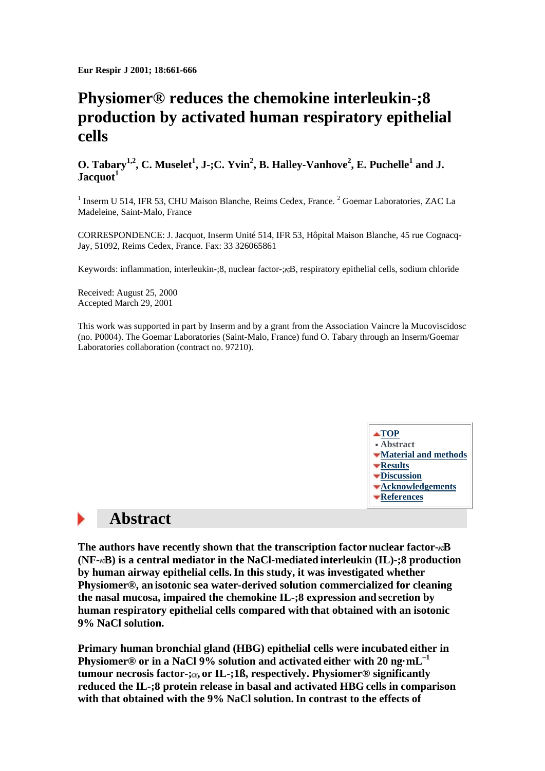Eur Respir J 2001; 18:661-666

# Physiomer® reduces the chemokine interleukin-;8 production by activated human respiratory epithelial cells

## O. Tabary[1,2], C. Muselet[1], J-;C. Yvin[2], B. Halley-Vanhove[2], E. Puchelle[1] and J. Jacquot[1]

[1] Inserm U 514, IFR 53, CHU Maison Blanche, Reims Cedex, France. [2] Goemar Laboratories, ZAC La Madeleine, Saint-Malo, France

CORRESPONDENCE: J. Jacquot, Inserm Unité 514, IFR 53, Hôpital Maison Blanche, 45 rue Cognacq-Jay, 51092, Reims Cedex, France. Fax: 33 326065861

Keywords: inflammation, interleukin-;8, nuclear factor-;κB, respiratory epithelial cells, sodium chloride

Received: August 25, 2000
Accepted March 29, 2001

This work was supported in part by Inserm and by a grant from the Association Vaincre la Mucoviscidosc (no. P0004). The Goemar Laboratories (Saint-Malo, France) fund O. Tabary through an Inserm/Goemar Laboratories collaboration (contract no. 97210).

- TOP
- Abstract
- Material and methods
- Results
- Discussion
- Acknowledgements
- References

## Abstract

**The authors have recently shown that the transcription factor nuclear factor-κB (NF-κB) is a central mediator in the NaCl-mediated interleukin (IL)-;8 production by human airway epithelial cells. In this study, it was investigated whether Physiomer®, an isotonic sea water-derived solution commercialized for cleaning the nasal mucosa, impaired the chemokine IL-;8 expression and secretion by human respiratory epithelial cells compared with that obtained with an isotonic 9% NaCl solution.**

**Primary human bronchial gland (HBG) epithelial cells were incubated either in Physiomer® or in a NaCl 9% solution and activated either with 20 ng·mL$^{-1}$ tumour necrosis factor-;α, or IL-;1ß, respectively. Physiomer® significantly reduced the IL-;8 protein release in basal and activated HBG cells in comparison with that obtained with the 9% NaCl solution. In contrast to the effects of**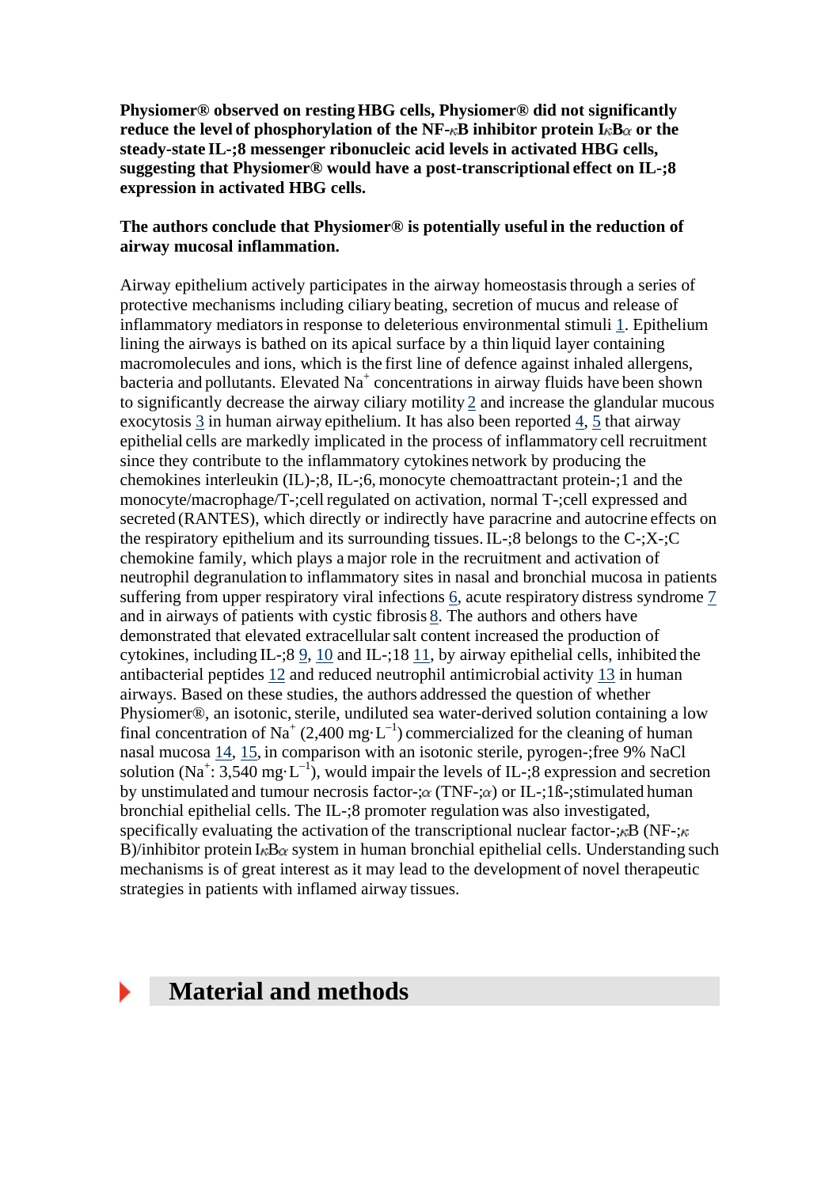**Physiomer® observed on resting HBG cells, Physiomer® did not significantly reduce the level of phosphorylation of the NF-κB inhibitor protein IκBα or the steady-state IL-;8 messenger ribonucleic acid levels in activated HBG cells, suggesting that Physiomer® would have a post-transcriptional effect on IL-;8 expression in activated HBG cells.**

**The authors conclude that Physiomer® is potentially useful in the reduction of airway mucosal inflammation.**

Airway epithelium actively participates in the airway homeostasis through a series of protective mechanisms including ciliary beating, secretion of mucus and release of inflammatory mediators in response to deleterious environmental stimuli 1. Epithelium lining the airways is bathed on its apical surface by a thin liquid layer containing macromolecules and ions, which is the first line of defence against inhaled allergens, bacteria and pollutants. Elevated $Na^+$ concentrations in airway fluids have been shown to significantly decrease the airway ciliary motility 2 and increase the glandular mucous exocytosis 3 in human airway epithelium. It has also been reported 4, 5 that airway epithelial cells are markedly implicated in the process of inflammatory cell recruitment since they contribute to the inflammatory cytokines network by producing the chemokines interleukin (IL)-;8, IL-;6, monocyte chemoattractant protein-;1 and the monocyte/macrophage/T-;cell regulated on activation, normal T-;cell expressed and secreted (RANTES), which directly or indirectly have paracrine and autocrine effects on the respiratory epithelium and its surrounding tissues. IL-;8 belongs to the C-;X-;C chemokine family, which plays a major role in the recruitment and activation of neutrophil degranulation to inflammatory sites in nasal and bronchial mucosa in patients suffering from upper respiratory viral infections 6, acute respiratory distress syndrome 7 and in airways of patients with cystic fibrosis 8. The authors and others have demonstrated that elevated extracellular salt content increased the production of cytokines, including IL-;8 9, 10 and IL-;18 11, by airway epithelial cells, inhibited the antibacterial peptides 12 and reduced neutrophil antimicrobial activity 13 in human airways. Based on these studies, the authors addressed the question of whether Physiomer®, an isotonic, sterile, undiluted sea water-derived solution containing a low final concentration of $Na^+$ (2,400 $mg \cdot L^{-1}$) commercialized for the cleaning of human nasal mucosa 14, 15, in comparison with an isotonic sterile, pyrogen-;free 9% NaCl solution ($Na^+$: 3,540 $mg \cdot L^{-1}$), would impair the levels of IL-;8 expression and secretion by unstimulated and tumour necrosis factor-;α (TNF-;α) or IL-;1ß-;stimulated human bronchial epithelial cells. The IL-;8 promoter regulation was also investigated, specifically evaluating the activation of the transcriptional nuclear factor-;κB (NF-;κB)/inhibitor protein IκBα system in human bronchial epithelial cells. Understanding such mechanisms is of great interest as it may lead to the development of novel therapeutic strategies in patients with inflamed airway tissues.

## Material and methods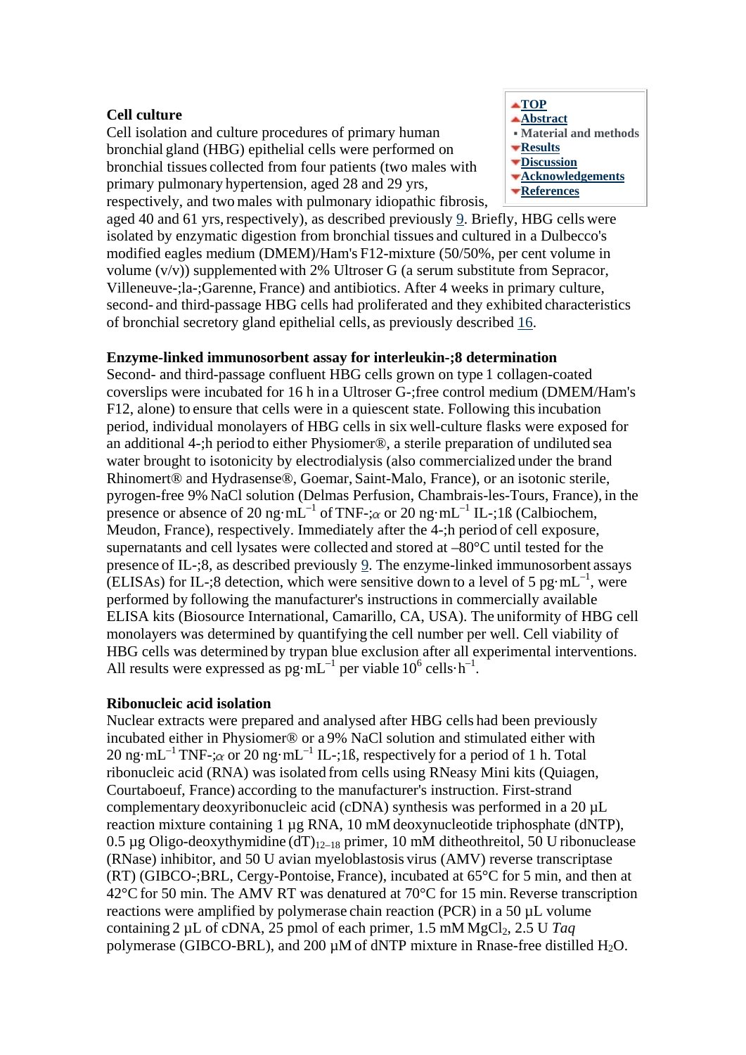### Cell culture

Cell isolation and culture procedures of primary human bronchial gland (HBG) epithelial cells were performed on bronchial tissues collected from four patients (two males with primary pulmonary hypertension, aged 28 and 29 yrs, respectively, and two males with pulmonary idiopathic fibrosis, aged 40 and 61 yrs, respectively), as described previously 9. Briefly, HBG cells were isolated by enzymatic digestion from bronchial tissues and cultured in a Dulbecco's modified eagles medium (DMEM)/Ham's F12-mixture (50/50%, per cent volume in volume (v/v)) supplemented with 2% Ultroser G (a serum substitute from Sepracor, Villeneuve-;la-;Garenne, France) and antibiotics. After 4 weeks in primary culture, second- and third-passage HBG cells had proliferated and they exhibited characteristics of bronchial secretory gland epithelial cells, as previously described 16.

### Enzyme-linked immunosorbent assay for interleukin-;8 determination

Second- and third-passage confluent HBG cells grown on type 1 collagen-coated coverslips were incubated for 16 h in a Ultroser G-;free control medium (DMEM/Ham's F12, alone) to ensure that cells were in a quiescent state. Following this incubation period, individual monolayers of HBG cells in six well-culture flasks were exposed for an additional 4-;h period to either Physiomer®, a sterile preparation of undiluted sea water brought to isotonicity by electrodialysis (also commercialized under the brand Rhinomert® and Hydrasense®, Goemar, Saint-Malo, France), or an isotonic sterile, pyrogen-free 9% NaCl solution (Delmas Perfusion, Chambrais-les-Tours, France), in the presence or absence of 20 $ng \cdot mL^{-1}$ of TNF-;$\alpha$ or 20 $ng \cdot mL^{-1}$ IL-;1ß (Calbiochem, Meudon, France), respectively. Immediately after the 4-;h period of cell exposure, supernatants and cell lysates were collected and stored at –80°C until tested for the presence of IL-;8, as described previously 9. The enzyme-linked immunosorbent assays (ELISAs) for IL-;8 detection, which were sensitive down to a level of 5 $pg \cdot mL^{-1}$, were performed by following the manufacturer's instructions in commercially available ELISA kits (Biosource International, Camarillo, CA, USA). The uniformity of HBG cell monolayers was determined by quantifying the cell number per well. Cell viability of HBG cells was determined by trypan blue exclusion after all experimental interventions. All results were expressed as $pg \cdot mL^{-1}$ per viable $10^6$ $cells \cdot h^{-1}$.

### Ribonucleic acid isolation

Nuclear extracts were prepared and analysed after HBG cells had been previously incubated either in Physiomer® or a 9% NaCl solution and stimulated either with 20 $ng \cdot mL^{-1}$ TNF-;$\alpha$ or 20 $ng \cdot mL^{-1}$ IL-;1ß, respectively for a period of 1 h. Total ribonucleic acid (RNA) was isolated from cells using RNeasy Mini kits (Quiagen, Courtaboeuf, France) according to the manufacturer's instruction. First-strand complementary deoxyribonucleic acid (cDNA) synthesis was performed in a 20 µL reaction mixture containing 1 µg RNA, 10 mM deoxynucleotide triphosphate (dNTP), 0.5 µg Oligo-deoxythymidine $(dT)_{12-18}$ primer, 10 mM ditheothreitol, 50 U ribonuclease (RNase) inhibitor, and 50 U avian myeloblastosis virus (AMV) reverse transcriptase (RT) (GIBCO-;BRL, Cergy-Pontoise, France), incubated at 65°C for 5 min, and then at 42°C for 50 min. The AMV RT was denatured at 70°C for 15 min. Reverse transcription reactions were amplified by polymerase chain reaction (PCR) in a 50 µL volume containing 2 µL of cDNA, 25 pmol of each primer, 1.5 mM $MgCl_2$, 2.5 U *Taq* polymerase (GIBCO-BRL), and 200 µM of dNTP mixture in Rnase-free distilled $H_2O$.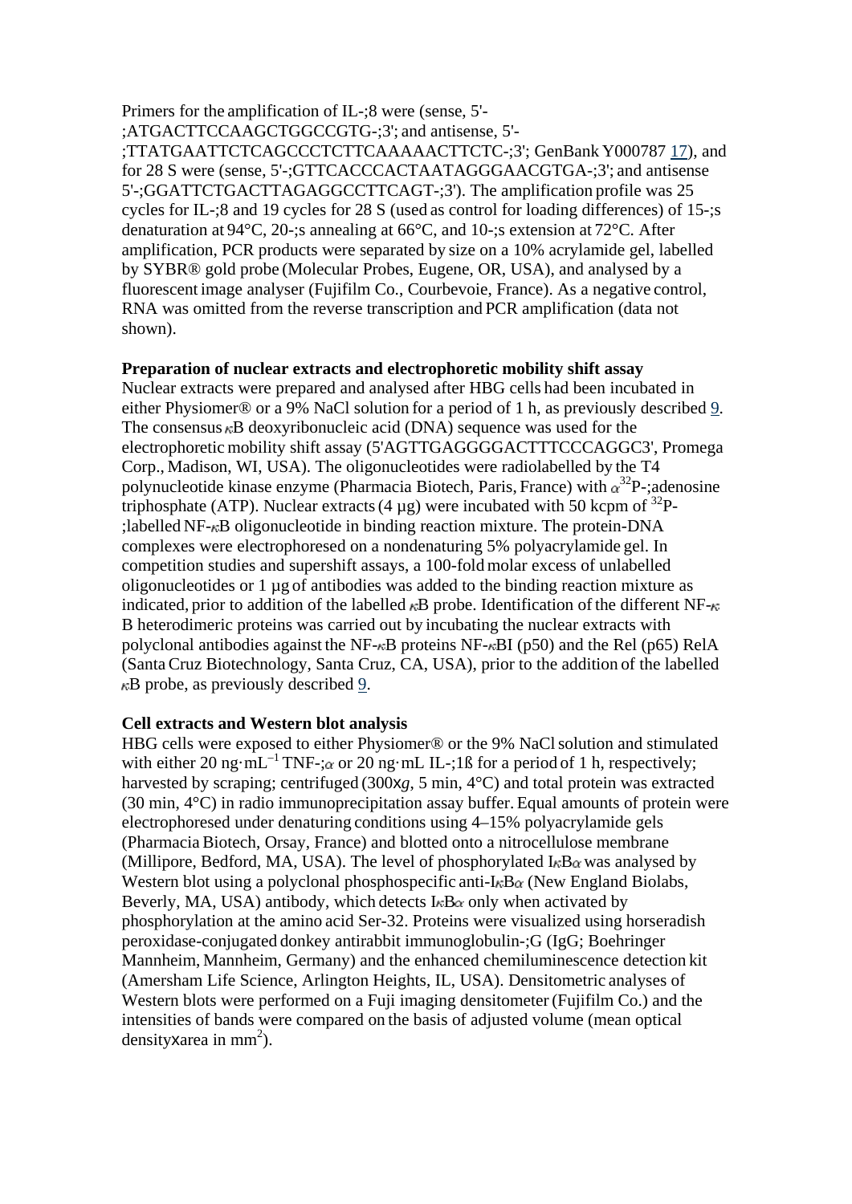Primers for the amplification of IL-;8 were (sense, 5'-;ATGACTTCCAAGCTGGCCGTG-;3'; and antisense, 5'-;TTATGAATTCTCAGCCCTCTTCAAAAACTTCTC-;3'; GenBank Y000787 [17]), and for 28 S were (sense, 5'-;GTTCACCCACTAATAGGGAACGTGA-;3'; and antisense 5'-;GGATTCTGACTTAGAGGCCTTCAGT-;3'). The amplification profile was 25 cycles for IL-;8 and 19 cycles for 28 S (used as control for loading differences) of 15-;s denaturation at 94°C, 20-;s annealing at 66°C, and 10-;s extension at 72°C. After amplification, PCR products were separated by size on a 10% acrylamide gel, labelled by SYBR® gold probe (Molecular Probes, Eugene, OR, USA), and analysed by a fluorescent image analyser (Fujifilm Co., Courbevoie, France). As a negative control, RNA was omitted from the reverse transcription and PCR amplification (data not shown).

**Preparation of nuclear extracts and electrophoretic mobility shift assay**

Nuclear extracts were prepared and analysed after HBG cells had been incubated in either Physiomer® or a 9% NaCl solution for a period of 1 h, as previously described [9]. The consensus κB deoxyribonucleic acid (DNA) sequence was used for the electrophoretic mobility shift assay (5'AGTTGAGGGGACTTTCCCAGGC3', Promega Corp., Madison, WI, USA). The oligonucleotides were radiolabelled by the T4 polynucleotide kinase enzyme (Pharmacia Biotech, Paris, France) with $\alpha^{32}$P-;adenosine triphosphate (ATP). Nuclear extracts (4 µg) were incubated with 50 kcpm of $^{32}$P-;labelled NF-κB oligonucleotide in binding reaction mixture. The protein-DNA complexes were electrophoresed on a nondenaturing 5% polyacrylamide gel. In competition studies and supershift assays, a 100-fold molar excess of unlabelled oligonucleotides or 1 µg of antibodies was added to the binding reaction mixture as indicated, prior to addition of the labelled κB probe. Identification of the different NF-κB heterodimeric proteins was carried out by incubating the nuclear extracts with polyclonal antibodies against the NF-κB proteins NF-κBI (p50) and the Rel (p65) RelA (Santa Cruz Biotechnology, Santa Cruz, CA, USA), prior to the addition of the labelled κB probe, as previously described [9].

**Cell extracts and Western blot analysis**

HBG cells were exposed to either Physiomer® or the 9% NaCl solution and stimulated with either 20 ng·mL$^{-1}$ TNF-;α or 20 ng·mL IL-;1ß for a period of 1 h, respectively; harvested by scraping; centrifuged (300x*g*, 5 min, 4°C) and total protein was extracted (30 min, 4°C) in radio immunoprecipitation assay buffer. Equal amounts of protein were electrophoresed under denaturing conditions using 4–15% polyacrylamide gels (Pharmacia Biotech, Orsay, France) and blotted onto a nitrocellulose membrane (Millipore, Bedford, MA, USA). The level of phosphorylated IκBα was analysed by Western blot using a polyclonal phosphospecific anti-IκBα (New England Biolabs, Beverly, MA, USA) antibody, which detects IκBα only when activated by phosphorylation at the amino acid Ser-32. Proteins were visualized using horseradish peroxidase-conjugated donkey antirabbit immunoglobulin-;G (IgG; Boehringer Mannheim, Mannheim, Germany) and the enhanced chemiluminescence detection kit (Amersham Life Science, Arlington Heights, IL, USA). Densitometric analyses of Western blots were performed on a Fuji imaging densitometer (Fujifilm Co.) and the intensities of bands were compared on the basis of adjusted volume (mean optical density x area in mm$^2$).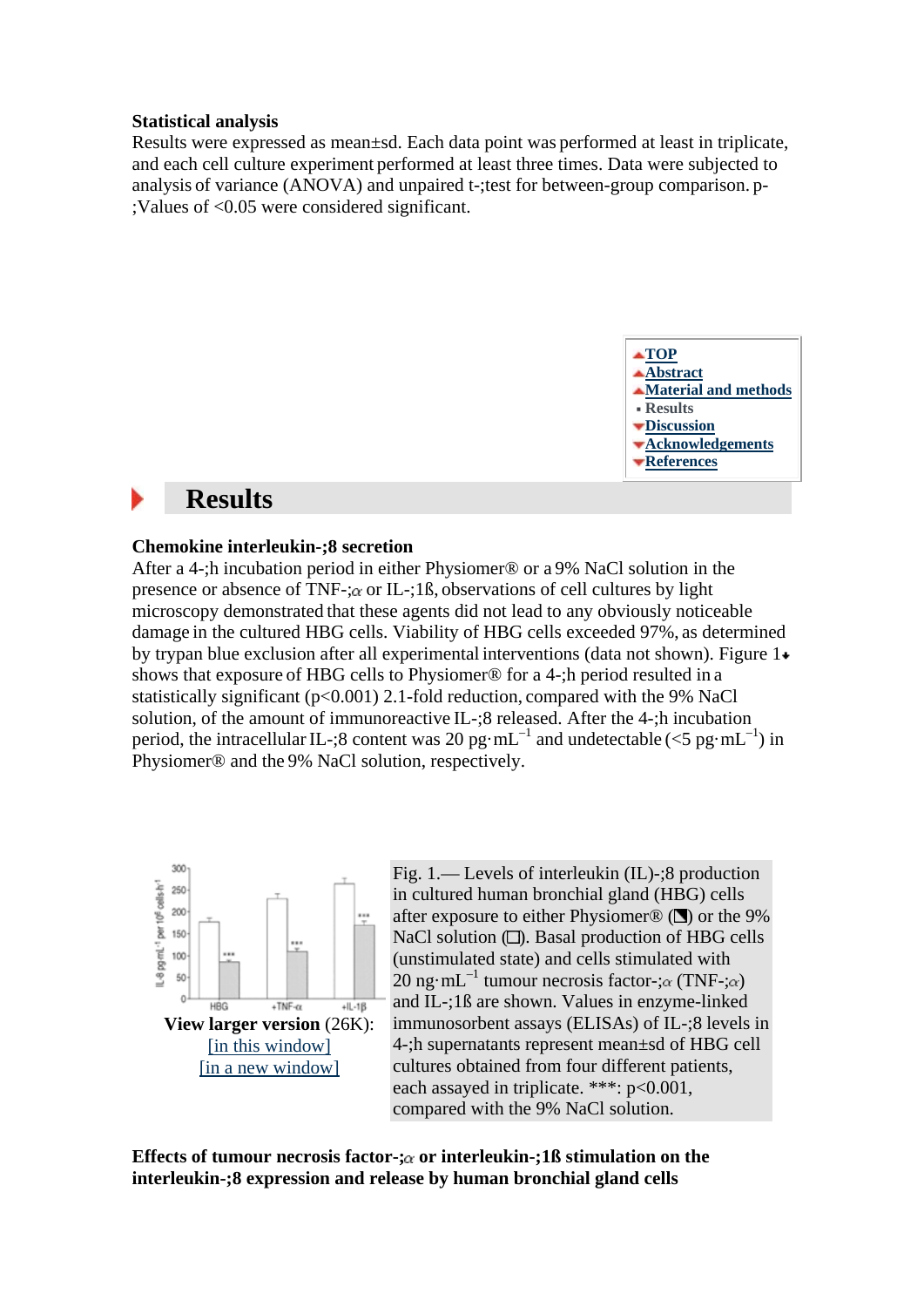### Statistical analysis

Results were expressed as mean±sd. Each data point was performed at least in triplicate, and each cell culture experiment performed at least three times. Data were subjected to analysis of variance (ANOVA) and unpaired t-test for between-group comparison. p-Values of <0.05 were considered significant.

- TOP
- Abstract
- Material and methods
- Results
- Discussion
- Acknowledgements
- References

# Results

### Chemokine interleukin-8 secretion

After a 4-h incubation period in either Physiomer® or a 9% NaCl solution in the presence or absence of TNF-$\alpha$ or IL-1ß, observations of cell cultures by light microscopy demonstrated that these agents did not lead to any obviously noticeable damage in the cultured HBG cells. Viability of HBG cells exceeded 97%, as determined by trypan blue exclusion after all experimental interventions (data not shown). Figure 1 shows that exposure of HBG cells to Physiomer® for a 4-h period resulted in a statistically significant ($p<0.001$) 2.1-fold reduction, compared with the 9% NaCl solution, of the amount of immunoreactive IL-8 released. After the 4-h incubation period, the intracellular IL-8 content was 20 pg·mL$^{-1}$ and undetectable (<5 pg·mL$^{-1}$) in Physiomer® and the 9% NaCl solution, respectively.

View larger version (26K):
[in this window]
[in a new window]

Fig. 1.— Levels of interleukin (IL)-8 production in cultured human bronchial gland (HBG) cells after exposure to either Physiomer® (◨) or the 9% NaCl solution (□). Basal production of HBG cells (unstimulated state) and cells stimulated with 20 ng·mL$^{-1}$ tumour necrosis factor-$\alpha$ (TNF-$\alpha$) and IL-1ß are shown. Values in enzyme-linked immunosorbent assays (ELISAs) of IL-8 levels in 4-h supernatants represent mean±sd of HBG cell cultures obtained from four different patients, each assayed in triplicate. ***: $p<0.001$, compared with the 9% NaCl solution.

### Effects of tumour necrosis factor-$\alpha$ or interleukin-1ß stimulation on the interleukin-8 expression and release by human bronchial gland cells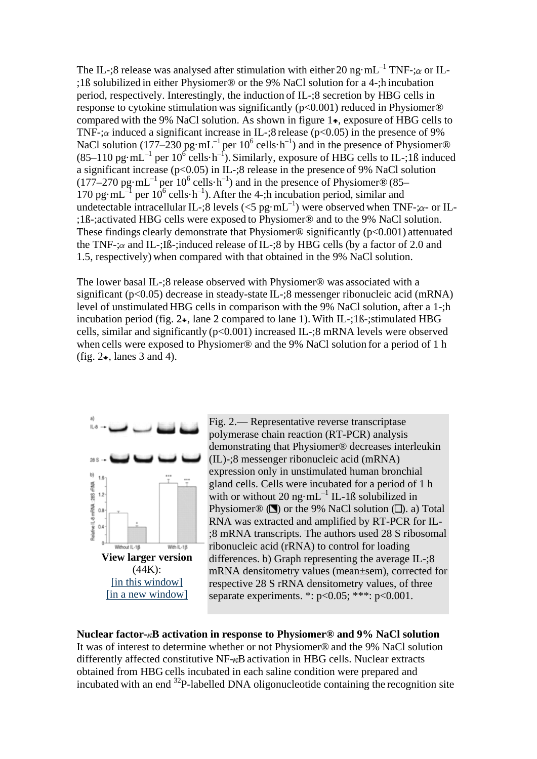The IL-8 release was analysed after stimulation with either 20 ng·mL$^{-1}$ TNF-$\alpha$ or IL-1ß solubilized in either Physiomer® or the 9% NaCl solution for a 4-h incubation period, respectively. Interestingly, the induction of IL-8 secretion by HBG cells in response to cytokine stimulation was significantly ($p<0.001$) reduced in Physiomer® compared with the 9% NaCl solution. As shown in figure 1, exposure of HBG cells to TNF-$\alpha$ induced a significant increase in IL-8 release ($p<0.05$) in the presence of 9% NaCl solution (177–230 pg·mL$^{-1}$ per 10$^{6}$ cells·h$^{-1}$) and in the presence of Physiomer® (85–110 pg·mL$^{-1}$ per 10$^{6}$ cells·h$^{-1}$). Similarly, exposure of HBG cells to IL-1ß induced a significant increase ($p<0.05$) in IL-8 release in the presence of 9% NaCl solution (177–270 pg·mL$^{-1}$ per 10$^{6}$ cells·h$^{-1}$) and in the presence of Physiomer® (85–170 pg·mL$^{-1}$ per 10$^{6}$ cells·h$^{-1}$). After the 4-h incubation period, similar and undetectable intracellular IL-8 levels (<5 pg·mL$^{-1}$) were observed when TNF-$\alpha$- or IL-1ß-activated HBG cells were exposed to Physiomer® and to the 9% NaCl solution. These findings clearly demonstrate that Physiomer® significantly ($p<0.001$) attenuated the TNF-$\alpha$ and IL-Iß-induced release of IL-8 by HBG cells (by a factor of 2.0 and 1.5, respectively) when compared with that obtained in the 9% NaCl solution.

The lower basal IL-8 release observed with Physiomer® was associated with a significant ($p<0.05$) decrease in steady-state IL-8 messenger ribonucleic acid (mRNA) level of unstimulated HBG cells in comparison with the 9% NaCl solution, after a 1-h incubation period (fig. 2, lane 2 compared to lane 1). With IL-1ß-stimulated HBG cells, similar and significantly ($p<0.001$) increased IL-8 mRNA levels were observed when cells were exposed to Physiomer® and the 9% NaCl solution for a period of 1 h (fig. 2, lanes 3 and 4).

**View larger version** (44K):
[in this window]
[in a new window]

Fig. 2.— Representative reverse transcriptase polymerase chain reaction (RT-PCR) analysis demonstrating that Physiomer® decreases interleukin (IL)-8 messenger ribonucleic acid (mRNA) expression only in unstimulated human bronchial gland cells. Cells were incubated for a period of 1 h with or without 20 ng·mL$^{-1}$ IL-1ß solubilized in Physiomer® (◪) or the 9% NaCl solution (□). a) Total RNA was extracted and amplified by RT-PCR for IL-8 mRNA transcripts. The authors used 28 S ribosomal ribonucleic acid (rRNA) to control for loading differences. b) Graph representing the average IL-8 mRNA densitometry values (mean±sem), corrected for respective 28 S rRNA densitometry values, of three separate experiments. *: $p<0.05$; ***: $p<0.001$.

**Nuclear factor-$\kappa$B activation in response to Physiomer® and 9% NaCl solution**

It was of interest to determine whether or not Physiomer® and the 9% NaCl solution differently affected constitutive NF-$\kappa$B activation in HBG cells. Nuclear extracts obtained from HBG cells incubated in each saline condition were prepared and incubated with an end $^{32}$P-labelled DNA oligonucleotide containing the recognition site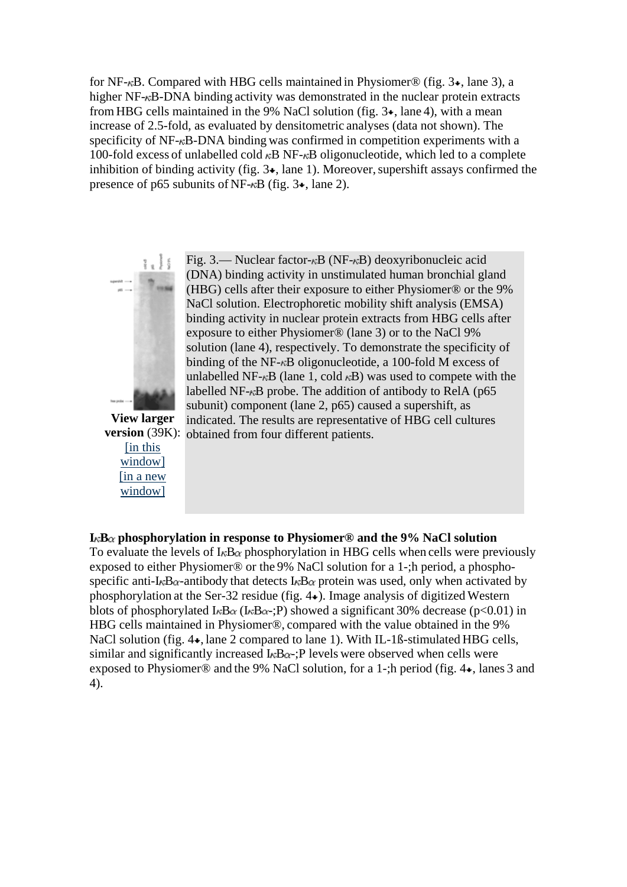for NF-κB. Compared with HBG cells maintained in Physiomer® (fig. 3, lane 3), a higher NF-κB-DNA binding activity was demonstrated in the nuclear protein extracts from HBG cells maintained in the 9% NaCl solution (fig. 3, lane 4), with a mean increase of 2.5-fold, as evaluated by densitometric analyses (data not shown). The specificity of NF-κB-DNA binding was confirmed in competition experiments with a 100-fold excess of unlabelled cold κB NF-κB oligonucleotide, which led to a complete inhibition of binding activity (fig. 3, lane 1). Moreover, supershift assays confirmed the presence of p65 subunits of NF-κB (fig. 3, lane 2).

**View larger version** (39K): [in this window] [in a new window]

Fig. 3.— Nuclear factor-κB (NF-κB) deoxyribonucleic acid (DNA) binding activity in unstimulated human bronchial gland (HBG) cells after their exposure to either Physiomer® or the 9% NaCl solution. Electrophoretic mobility shift analysis (EMSA) binding activity in nuclear protein extracts from HBG cells after exposure to either Physiomer® (lane 3) or to the NaCl 9% solution (lane 4), respectively. To demonstrate the specificity of binding of the NF-κB oligonucleotide, a 100-fold M excess of unlabelled NF-κB (lane 1, cold κB) was used to compete with the labelled NF-κB probe. The addition of antibody to RelA (p65 subunit) component (lane 2, p65) caused a supershift, as indicated. The results are representative of HBG cell cultures obtained from four different patients.

**IκBα phosphorylation in response to Physiomer® and the 9% NaCl solution**

To evaluate the levels of IκBα phosphorylation in HBG cells when cells were previously exposed to either Physiomer® or the 9% NaCl solution for a 1-;h period, a phospho-specific anti-IκBα-antibody that detects IκBα protein was used, only when activated by phosphorylation at the Ser-32 residue (fig. 4). Image analysis of digitized Western blots of phosphorylated IκBα (IκBα-;P) showed a significant 30% decrease ($p<0.01$) in HBG cells maintained in Physiomer®, compared with the value obtained in the 9% NaCl solution (fig. 4, lane 2 compared to lane 1). With IL-1ß-stimulated HBG cells, similar and significantly increased IκBα-;P levels were observed when cells were exposed to Physiomer® and the 9% NaCl solution, for a 1-;h period (fig. 4, lanes 3 and 4).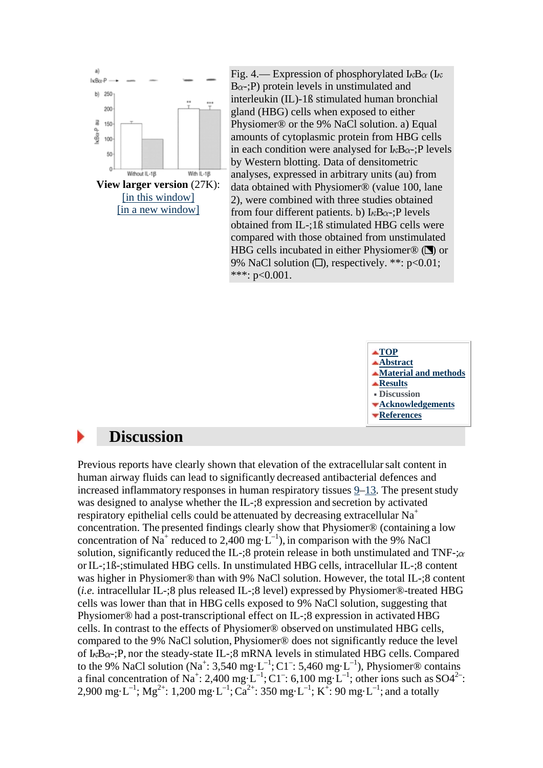View larger version (27K):
[in this window]
[in a new window]

Fig. 4.— Expression of phosphorylated IκBα (IκBα-;P) protein levels in unstimulated and interleukin (IL)-1ß stimulated human bronchial gland (HBG) cells when exposed to either Physiomer® or the 9% NaCl solution. a) Equal amounts of cytoplasmic protein from HBG cells in each condition were analysed for IκBα-;P levels by Western blotting. Data of densitometric analyses, expressed in arbitrary units (au) from data obtained with Physiomer® (value 100, lane 2), were combined with three studies obtained from four different patients. b) IκBα-;P levels obtained from IL-;1ß stimulated HBG cells were compared with those obtained from unstimulated HBG cells incubated in either Physiomer® (◪) or 9% NaCl solution (□), respectively. **: p<0.01; ***: p<0.001.

TOP
Abstract
Material and methods
Results
Discussion
Acknowledgements
References

## Discussion

Previous reports have clearly shown that elevation of the extracellular salt content in human airway fluids can lead to significantly decreased antibacterial defences and increased inflammatory responses in human respiratory tissues 9–13. The present study was designed to analyse whether the IL-;8 expression and secretion by activated respiratory epithelial cells could be attenuated by decreasing extracellular $Na^+$ concentration. The presented findings clearly show that Physiomer® (containing a low concentration of $Na^+$ reduced to 2,400 mg·$L^{-1}$), in comparison with the 9% NaCl solution, significantly reduced the IL-;8 protein release in both unstimulated and TNF-;α or IL-;1ß-;stimulated HBG cells. In unstimulated HBG cells, intracellular IL-;8 content was higher in Physiomer® than with 9% NaCl solution. However, the total IL-;8 content (*i.e.* intracellular IL-;8 plus released IL-;8 level) expressed by Physiomer®-treated HBG cells was lower than that in HBG cells exposed to 9% NaCl solution, suggesting that Physiomer® had a post-transcriptional effect on IL-;8 expression in activated HBG cells. In contrast to the effects of Physiomer® observed on unstimulated HBG cells, compared to the 9% NaCl solution, Physiomer® does not significantly reduce the level of IκBα-;P, nor the steady-state IL-;8 mRNA levels in stimulated HBG cells. Compared to the 9% NaCl solution ($Na^+$: 3,540 mg·$L^{-1}$; $C1^-$: 5,460 mg·$L^{-1}$), Physiomer® contains a final concentration of $Na^+$: 2,400 mg·$L^{-1}$; $C1^-$: 6,100 mg·$L^{-1}$; other ions such as $SO4^{2-}$: 2,900 mg·$L^{-1}$; $Mg^{2+}$: 1,200 mg·$L^{-1}$; $Ca^{2+}$: 350 mg·$L^{-1}$; $K^+$: 90 mg·$L^{-1}$; and a totally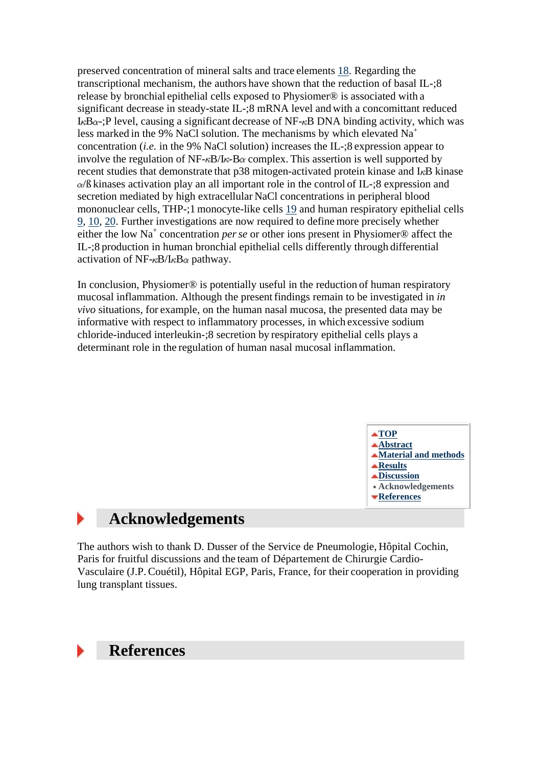preserved concentration of mineral salts and trace elements 18. Regarding the transcriptional mechanism, the authors have shown that the reduction of basal IL-;8 release by bronchial epithelial cells exposed to Physiomer® is associated with a significant decrease in steady-state IL-;8 mRNA level and with a concomittant reduced IκBα-;P level, causing a significant decrease of NF-κB DNA binding activity, which was less marked in the 9% NaCl solution. The mechanisms by which elevated $Na^+$ concentration (*i.e.* in the 9% NaCl solution) increases the IL-;8 expression appear to involve the regulation of NF-κB/Iκ-Bα complex. This assertion is well supported by recent studies that demonstrate that p38 mitogen-activated protein kinase and IκB kinase α/ß kinases activation play an all important role in the control of IL-;8 expression and secretion mediated by high extracellular NaCl concentrations in peripheral blood mononuclear cells, THP-;1 monocyte-like cells 19 and human respiratory epithelial cells 9, 10, 20. Further investigations are now required to define more precisely whether either the low $Na^+$ concentration *per se* or other ions present in Physiomer® affect the IL-;8 production in human bronchial epithelial cells differently through differential activation of NF-κB/IκBα pathway.

In conclusion, Physiomer® is potentially useful in the reduction of human respiratory mucosal inflammation. Although the present findings remain to be investigated in *in vivo* situations, for example, on the human nasal mucosa, the presented data may be informative with respect to inflammatory processes, in which excessive sodium chloride-induced interleukin-;8 secretion by respiratory epithelial cells plays a determinant role in the regulation of human nasal mucosal inflammation.

- TOP
- Abstract
- Material and methods
- Results
- Discussion
- Acknowledgements
- References

## Acknowledgements

The authors wish to thank D. Dusser of the Service de Pneumologie, Hôpital Cochin, Paris for fruitful discussions and the team of Département de Chirurgie Cardio-Vasculaire (J.P. Couétil), Hôpital EGP, Paris, France, for their cooperation in providing lung transplant tissues.

## References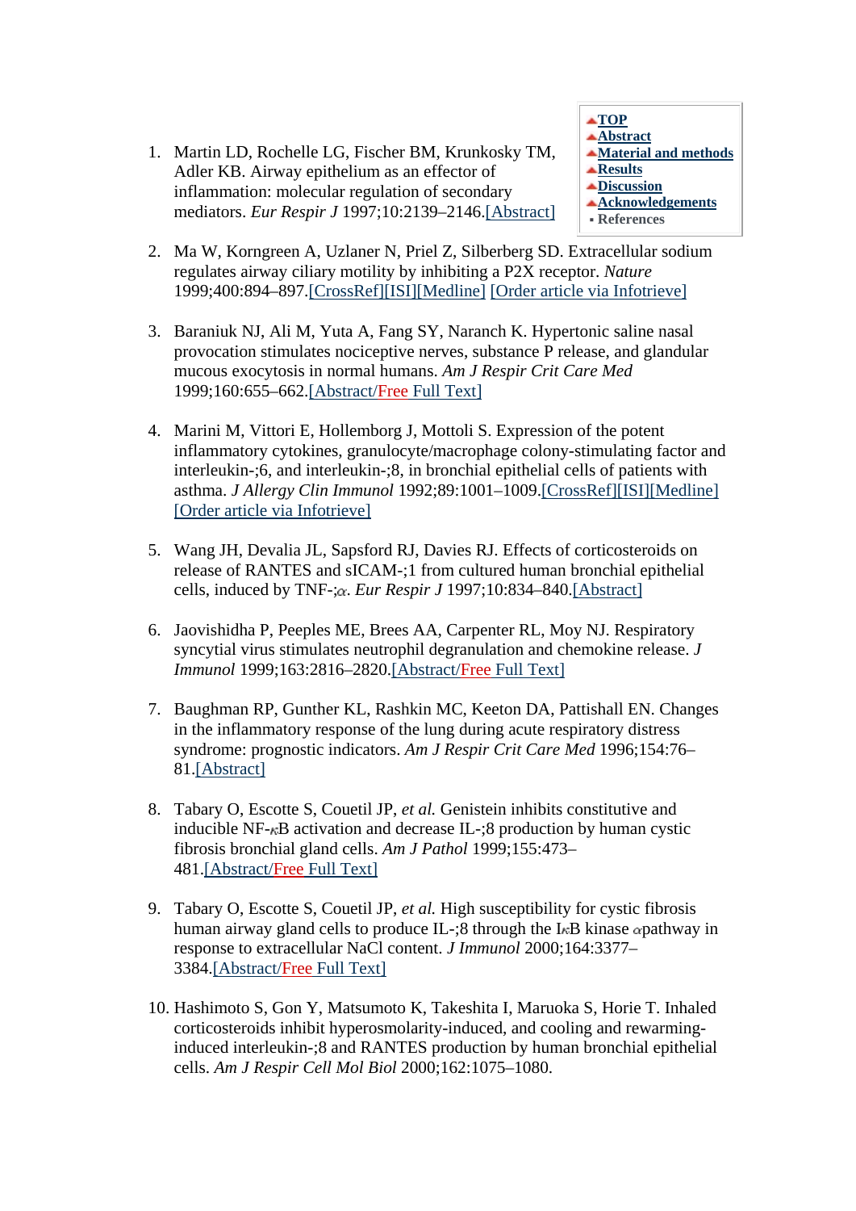1. Martin LD, Rochelle LG, Fischer BM, Krunkosky TM, Adler KB. Airway epithelium as an effector of inflammation: molecular regulation of secondary mediators. *Eur Respir J* 1997;10:2139–2146.[Abstract]

2. Ma W, Korngreen A, Uzlaner N, Priel Z, Silberberg SD. Extracellular sodium regulates airway ciliary motility by inhibiting a P2X receptor. *Nature* 1999;400:894–897.[CrossRef][ISI][Medline] [Order article via Infotrieve]

3. Baraniuk NJ, Ali M, Yuta A, Fang SY, Naranch K. Hypertonic saline nasal provocation stimulates nociceptive nerves, substance P release, and glandular mucous exocytosis in normal humans. *Am J Respir Crit Care Med* 1999;160:655–662.[Abstract/Free Full Text]

4. Marini M, Vittori E, Hollemborg J, Mottoli S. Expression of the potent inflammatory cytokines, granulocyte/macrophage colony-stimulating factor and interleukin-;6, and interleukin-;8, in bronchial epithelial cells of patients with asthma. *J Allergy Clin Immunol* 1992;89:1001–1009.[CrossRef][ISI][Medline] [Order article via Infotrieve]

5. Wang JH, Devalia JL, Sapsford RJ, Davies RJ. Effects of corticosteroids on release of RANTES and sICAM-;1 from cultured human bronchial epithelial cells, induced by TNF-;α. *Eur Respir J* 1997;10:834–840.[Abstract]

6. Jaovishidha P, Peeples ME, Brees AA, Carpenter RL, Moy NJ. Respiratory syncytial virus stimulates neutrophil degranulation and chemokine release. *J Immunol* 1999;163:2816–2820.[Abstract/Free Full Text]

7. Baughman RP, Gunther KL, Rashkin MC, Keeton DA, Pattishall EN. Changes in the inflammatory response of the lung during acute respiratory distress syndrome: prognostic indicators. *Am J Respir Crit Care Med* 1996;154:76–81.[Abstract]

8. Tabary O, Escotte S, Couetil JP, *et al.* Genistein inhibits constitutive and inducible NF-κB activation and decrease IL-;8 production by human cystic fibrosis bronchial gland cells. *Am J Pathol* 1999;155:473–481.[Abstract/Free Full Text]

9. Tabary O, Escotte S, Couetil JP, *et al.* High susceptibility for cystic fibrosis human airway gland cells to produce IL-;8 through the IκB kinase αpathway in response to extracellular NaCl content. *J Immunol* 2000;164:3377–3384.[Abstract/Free Full Text]

10. Hashimoto S, Gon Y, Matsumoto K, Takeshita I, Maruoka S, Horie T. Inhaled corticosteroids inhibit hyperosmolarity-induced, and cooling and rewarming-induced interleukin-;8 and RANTES production by human bronchial epithelial cells. *Am J Respir Cell Mol Biol* 2000;162:1075–1080.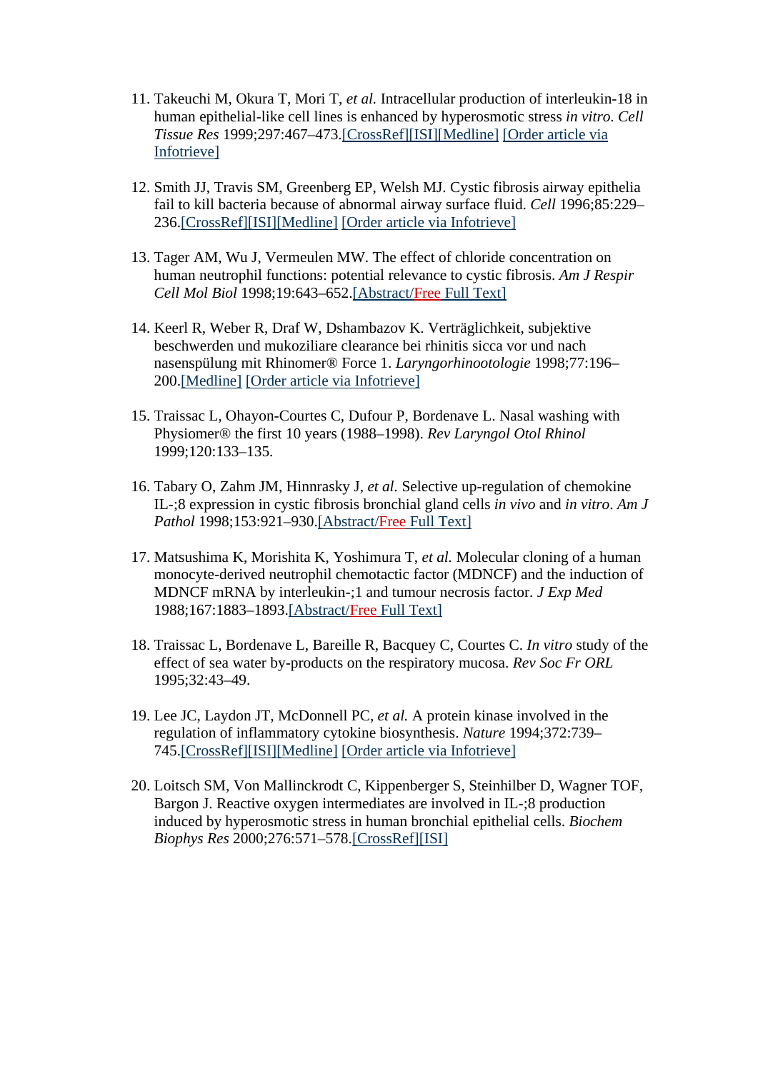11. Takeuchi M, Okura T, Mori T, *et al.* Intracellular production of interleukin-18 in human epithelial-like cell lines is enhanced by hyperosmotic stress *in vitro*. *Cell Tissue Res* 1999;297:467–473.[CrossRef][ISI][Medline] [Order article via Infotrieve]

12. Smith JJ, Travis SM, Greenberg EP, Welsh MJ. Cystic fibrosis airway epithelia fail to kill bacteria because of abnormal airway surface fluid. *Cell* 1996;85:229–236.[CrossRef][ISI][Medline] [Order article via Infotrieve]

13. Tager AM, Wu J, Vermeulen MW. The effect of chloride concentration on human neutrophil functions: potential relevance to cystic fibrosis. *Am J Respir Cell Mol Biol* 1998;19:643–652.[Abstract/Free Full Text]

14. Keerl R, Weber R, Draf W, Dshambazov K. Verträglichkeit, subjektive beschwerden und mukoziliare clearance bei rhinitis sicca vor und nach nasenspülung mit Rhinomer® Force 1. *Laryngorhinootologie* 1998;77:196–200.[Medline] [Order article via Infotrieve]

15. Traissac L, Ohayon-Courtes C, Dufour P, Bordenave L. Nasal washing with Physiomer® the first 10 years (1988–1998). *Rev Laryngol Otol Rhinol* 1999;120:133–135.

16. Tabary O, Zahm JM, Hinnrasky J, *et al.* Selective up-regulation of chemokine IL-;8 expression in cystic fibrosis bronchial gland cells *in vivo* and *in vitro*. *Am J Pathol* 1998;153:921–930.[Abstract/Free Full Text]

17. Matsushima K, Morishita K, Yoshimura T, *et al.* Molecular cloning of a human monocyte-derived neutrophil chemotactic factor (MDNCF) and the induction of MDNCF mRNA by interleukin-;1 and tumour necrosis factor. *J Exp Med* 1988;167:1883–1893.[Abstract/Free Full Text]

18. Traissac L, Bordenave L, Bareille R, Bacquey C, Courtes C. *In vitro* study of the effect of sea water by-products on the respiratory mucosa. *Rev Soc Fr ORL* 1995;32:43–49.

19. Lee JC, Laydon JT, McDonnell PC, *et al.* A protein kinase involved in the regulation of inflammatory cytokine biosynthesis. *Nature* 1994;372:739–745.[CrossRef][ISI][Medline] [Order article via Infotrieve]

20. Loitsch SM, Von Mallinckrodt C, Kippenberger S, Steinhilber D, Wagner TOF, Bargon J. Reactive oxygen intermediates are involved in IL-;8 production induced by hyperosmotic stress in human bronchial epithelial cells. *Biochem Biophys Res* 2000;276:571–578.[CrossRef][ISI]